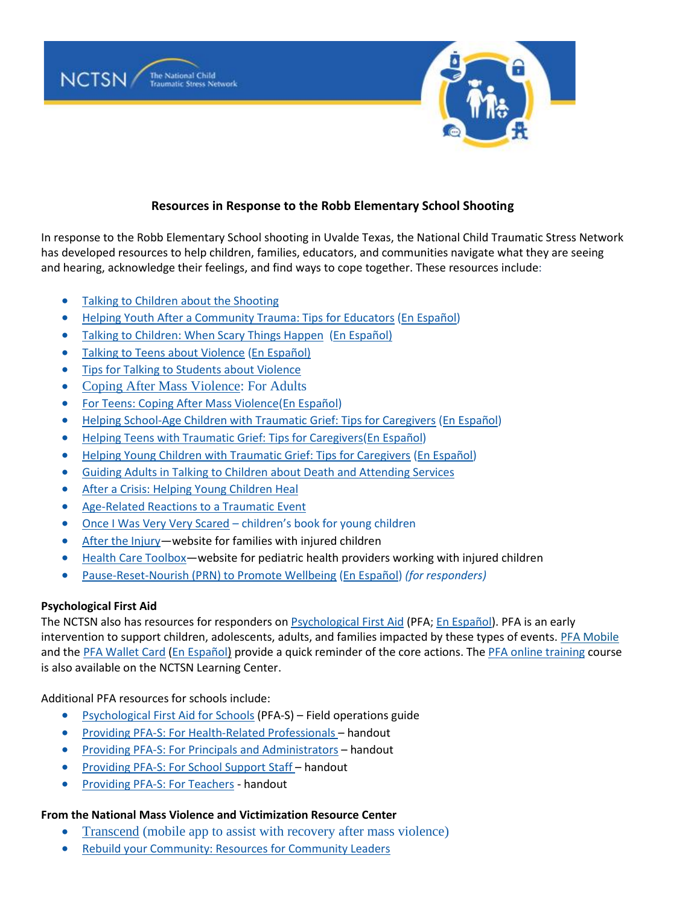NCTSN The National Child Traumatic Stress Network

## Resources in Response to the Robb Elementary School Shooting

In response to the Robb Elementary School shooting in Uvalde Texas, the National Child Traumatic Stress Network has developed resources to help children, families, educators, and communities navigate what they are seeing and hearing, acknowledge their feelings, and find ways to cope together. These resources include:

- Talking to Children about the Shooting
- Helping Youth After a Community Trauma: Tips for Educators (En Español)
- Talking to Children: When Scary Things Happen (En Español)
- Talking to Teens about Violence (En Español)
- Tips for Talking to Students about Violence
- Coping After Mass Violence: For Adults
- For Teens: Coping After Mass Violence(En Español)
- Helping School-Age Children with Traumatic Grief: Tips for Caregivers (En Español)
- Helping Teens with Traumatic Grief: Tips for Caregivers(En Español)
- Helping Young Children with Traumatic Grief: Tips for Caregivers (En Español)
- Guiding Adults in Talking to Children about Death and Attending Services
- After a Crisis: Helping Young Children Heal
- Age-Related Reactions to a Traumatic Event
- Once I Was Very Very Scared – children's book for young children
- After the Injury—website for families with injured children
- Health Care Toolbox—website for pediatric health providers working with injured children
- Pause-Reset-Nourish (PRN) to Promote Wellbeing (En Español) *(for responders)*

**Psychological First Aid**

The NCTSN also has resources for responders on Psychological First Aid (PFA; En Español). PFA is an early intervention to support children, adolescents, adults, and families impacted by these types of events. PFA Mobile and the PFA Wallet Card (En Español) provide a quick reminder of the core actions. The PFA online training course is also available on the NCTSN Learning Center.

Additional PFA resources for schools include:

- Psychological First Aid for Schools (PFA-S) – Field operations guide
- Providing PFA-S: For Health-Related Professionals – handout
- Providing PFA-S: For Principals and Administrators – handout
- Providing PFA-S: For School Support Staff – handout
- Providing PFA-S: For Teachers - handout

**From the National Mass Violence and Victimization Resource Center**

- Transcend (mobile app to assist with recovery after mass violence)
- Rebuild your Community: Resources for Community Leaders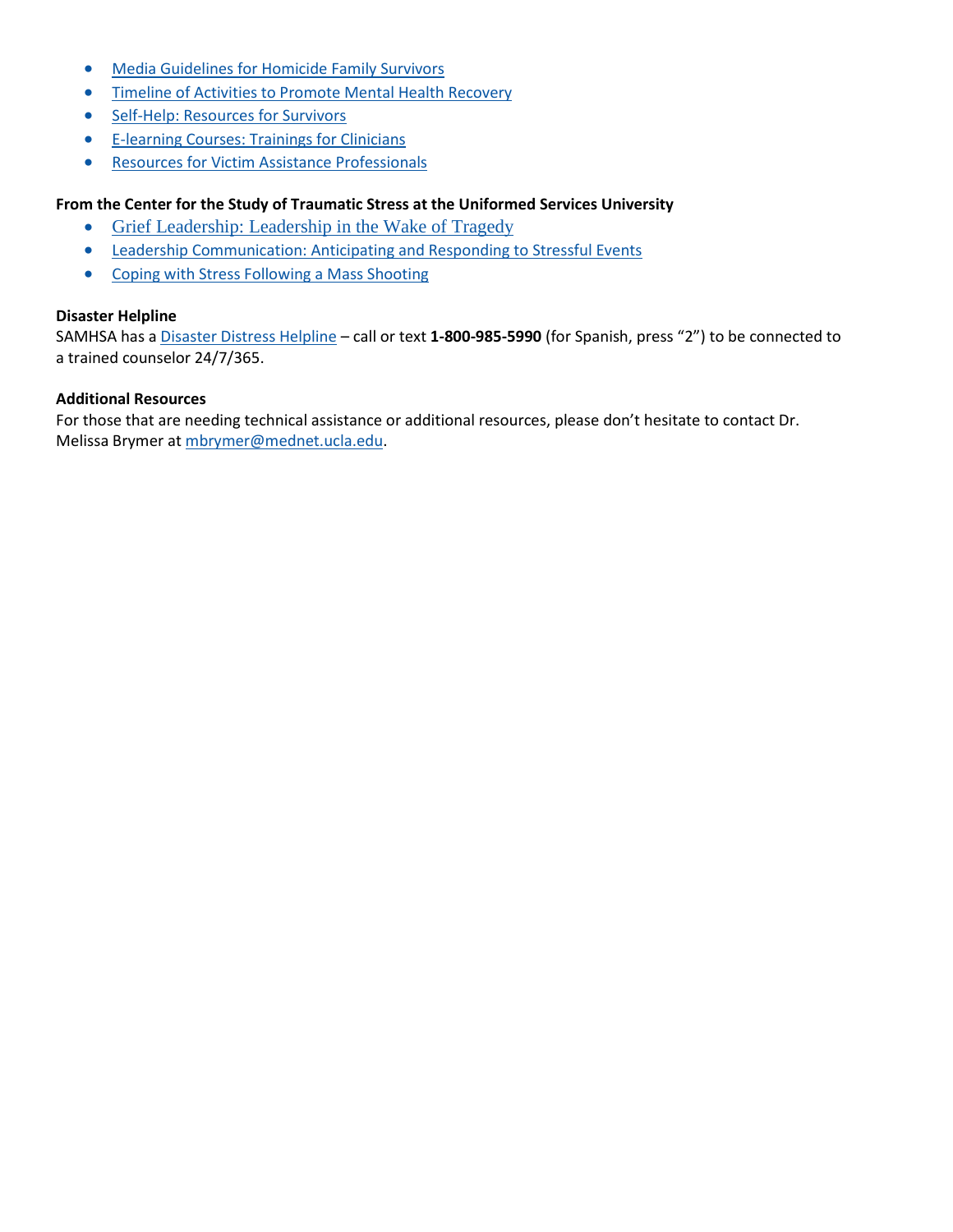- Media Guidelines for Homicide Family Survivors
- Timeline of Activities to Promote Mental Health Recovery
- Self-Help: Resources for Survivors
- E-learning Courses: Trainings for Clinicians
- Resources for Victim Assistance Professionals

**From the Center for the Study of Traumatic Stress at the Uniformed Services University**

- Grief Leadership: Leadership in the Wake of Tragedy
- Leadership Communication: Anticipating and Responding to Stressful Events
- Coping with Stress Following a Mass Shooting

**Disaster Helpline**

SAMHSA has a Disaster Distress Helpline – call or text **1-800-985-5990** (for Spanish, press "2") to be connected to a trained counselor 24/7/365.

**Additional Resources**

For those that are needing technical assistance or additional resources, please don't hesitate to contact Dr. Melissa Brymer at mbrymer@mednet.ucla.edu.